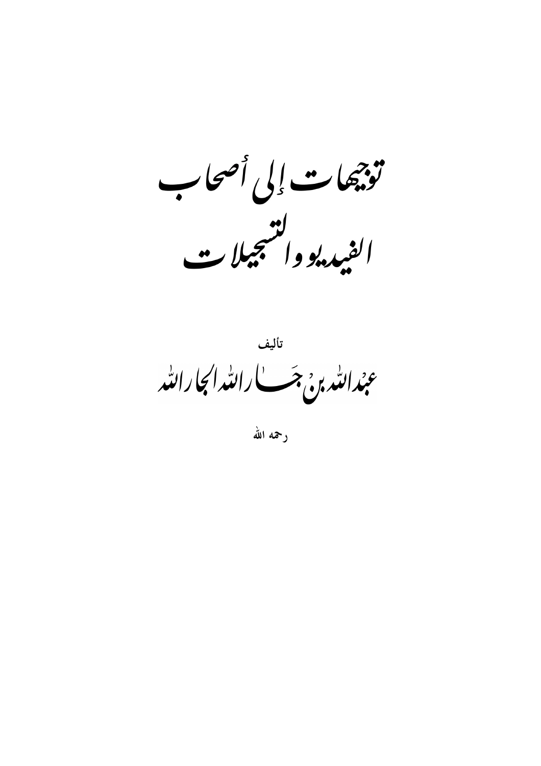# توجيهات إلى أصحاب الفيديو والتسجيلات

تأليف

**عبد الله بن جار الله الجار الله**

رحمه الله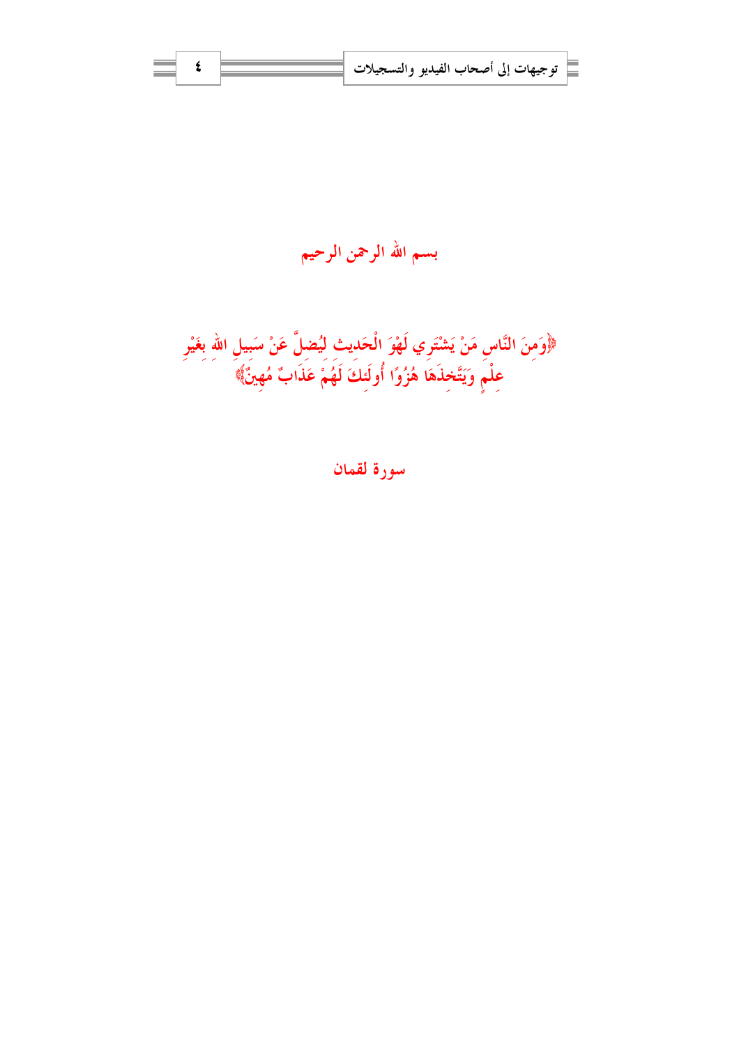بسم الله الرحمن الرحيم

﴿وَمِنَ النَّاسِ مَنْ يَشْتَرِي لَهْوَ الْحَدِيثِ لِيُضِلَّ عَنْ سَبِيلِ اللهِ بِغَيْرِ عِلْمٍ وَيَتَّخِذَهَا هُزُوًا أُولَئِكَ لَهُمْ عَذَابٌ مُهِينٌ﴾

سورة لقمان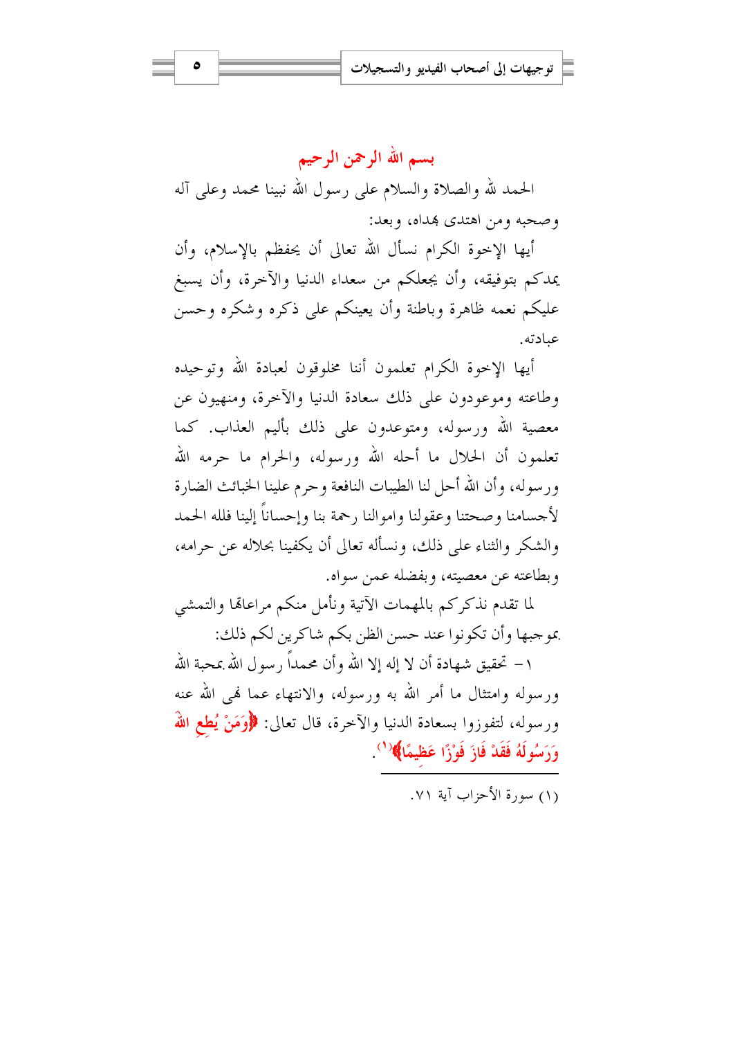## بسم الله الرحمن الرحيم

الحمد لله والصلاة والسلام على رسول الله نبينا محمد وعلى آله وصحبه ومن اهتدى بهداه، وبعد:

أيها الإخوة الكرام نسأل الله تعالى أن يحفظم بالإسلام، وأن يمدكم بتوفيقه، وأن يجعلكم من سعداء الدنيا والآخرة، وأن يسبغ عليكم نعمه ظاهرة وباطنة وأن يعينكم على ذكره وشكره وحسن عبادته.

أيها الإخوة الكرام تعلمون أننا مخلوقون لعبادة الله وتوحيده وطاعته وموعودون على ذلك سعادة الدنيا والآخرة، ومنهيون عن معصية الله ورسوله، ومتوعدون على ذلك بأليم العذاب. كما تعلمون أن الحلال ما أحله الله ورسوله، والحرام ما حرمه الله ورسوله، وأن الله أحل لنا الطيبات النافعة وحرم علينا الخبائث الضارة لأجسامنا وصحتنا وعقولنا واموالنا رحمة بنا وإحساناً إلينا فلله الحمد والشكر والثناء على ذلك، ونسأله تعالى أن يكفينا بحلاله عن حرامه، وبطاعته عن معصيته، وبفضله عمن سواه.

لما تقدم نذكركم بالمهمات الآتية ونأمل منكم مراعاتها والتمشي بموجبها وأن تكونوا عند حسن الظن بكم شاكرين لكم ذلك:

١- تحقيق شهادة أن لا إله إلا الله وأن محمداً رسول الله بمحبة الله ورسوله وامتثال ما أمر الله به ورسوله، والانتهاء عما نهى الله عنه ورسوله، لتفوزوا بسعادة الدنيا والآخرة، قال تعالى: ﴿وَمَنْ يُطِعِ اللَّهَ وَرَسُولَهُ فَقَدْ فَازَ فَوْزًا عَظِيمًا﴾[1].

---

(١) سورة الأحزاب آية ٧١.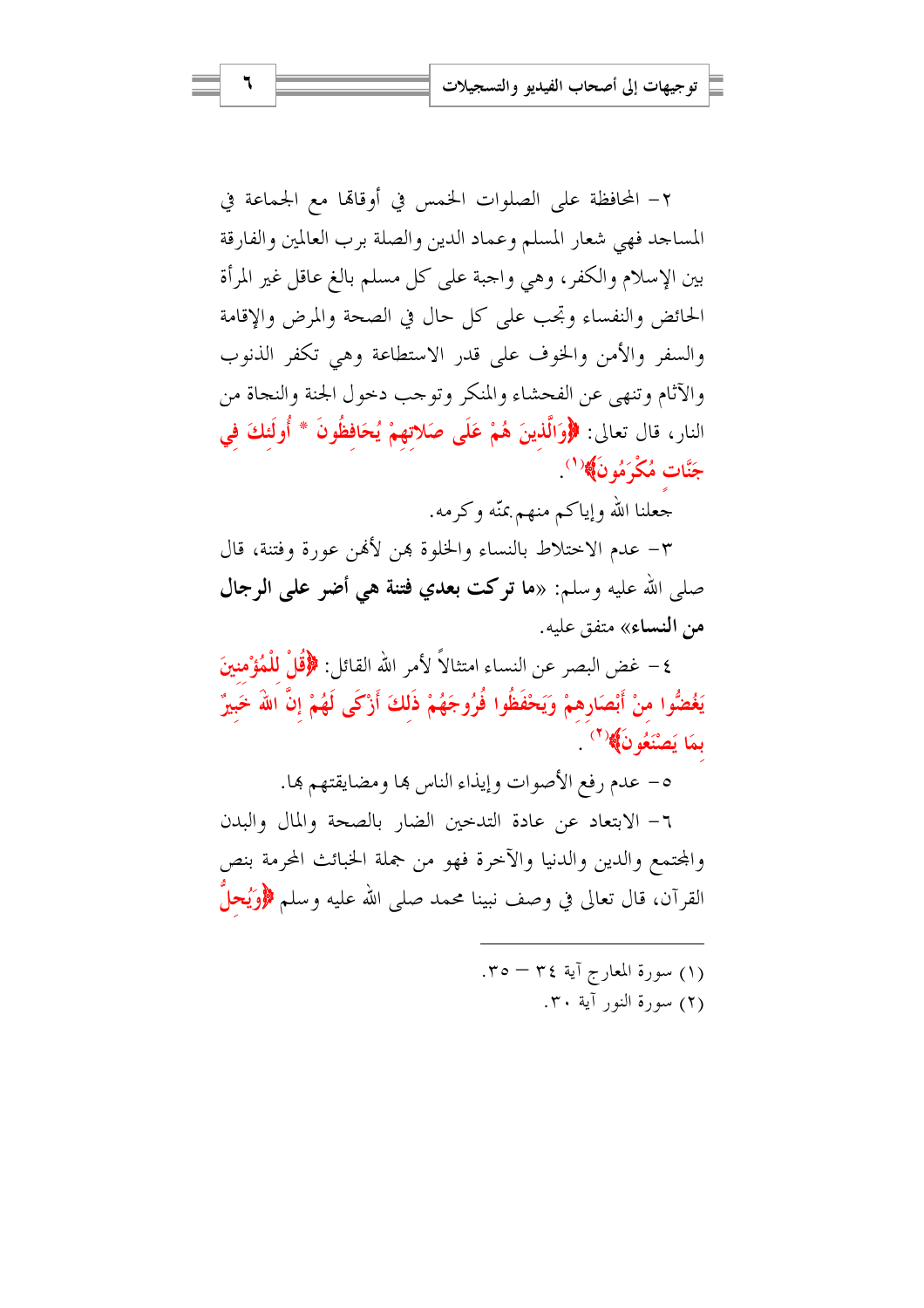٢- المحافظة على الصلوات الخمس في أوقاتها مع الجماعة في المساجد فهي شعار المسلم وعماد الدين والصلة برب العالمين والفارقة بين الإسلام والكفر، وهي واجبة على كل مسلم بالغ عاقل غير المرأة الحائض والنفساء وتجب على كل حال في الصحة والمرض والإقامة والسفر والأمن والخوف على قدر الاستطاعة وهي تكفر الذنوب والآثام وتنهى عن الفحشاء والمنكر وتوجب دخول الجنة والنجاة من النار، قال تعالى: ﴿وَالَّذِينَ هُمْ عَلَى صَلاتِهِمْ يُحَافِظُونَ * أُولَئِكَ فِي جَنَّاتٍ مُكْرَمُونَ﴾[1].

جعلنا الله وإياكم منهم بمنّه وكرمه.

٣- عدم الاختلاط بالنساء والخلوة بهن لأنهن عورة وفتنة، قال صلى الله عليه وسلم: «**ما تركت بعدي فتنة هي أضر على الرجال من النساء**» متفق عليه.

٤- غض البصر عن النساء امتثالاً لأمر الله القائل: ﴿قُلْ لِلْمُؤْمِنِينَ يَغُضُّوا مِنْ أَبْصَارِهِمْ وَيَحْفَظُوا فُرُوجَهُمْ ذَلِكَ أَزْكَى لَهُمْ إِنَّ اللهَ خَبِيرٌ بِمَا يَصْنَعُونَ﴾[2].

٥- عدم رفع الأصوات وإيذاء الناس بها ومضايقتهم بها.

٦- الابتعاد عن عادة التدخين الضار بالصحة والمال والبدن والمجتمع والدين والدنيا والآخرة فهو من جملة الخبائث المحرمة بنص القرآن، قال تعالى في وصف نبينا محمد صلى الله عليه وسلم ﴿وَيُحِلُّ

---

(١) سورة المعارج آية ٣٤ – ٣٥.

(٢) سورة النور آية ٣٠.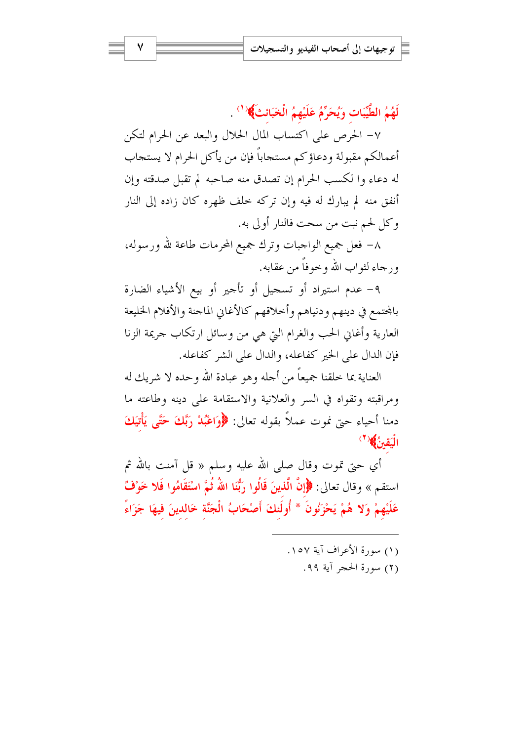لَهُمُ الطَّيِّبَاتِ وَيُحَرِّمُ عَلَيْهِمُ الْخَبَائِثَ﴾[1] .

٧- الحرص على اكتساب المال الحلال والبعد عن الحرام لتكن أعمالكم مقبولة ودعاؤكم مستجاباً فإن من يأكل الحرام لا يستجاب له دعاء وا لكسب الحرام إن تصدق منه صاحبه لم تقبل صدقته وإن أنفق منه لم يبارك له فيه وإن تركه خلف ظهره كان زاده إلى النار وكل لحم نبت من سحت فالنار أولى به.

٨- فعل جميع الواجبات وترك جميع المحرمات طاعة لله ورسوله، ورجاء لثواب الله وخوفاً من عقابه.

٩- عدم استيراد أو تسجيل أو تأجير أو بيع الأشياء الضارة بالمجتمع في دينهم ودنياهم وأخلاقهم كالأغاني الماجنة والأفلام الخليعة العارية وأغاني الحب والغرام التي هي من وسائل ارتكاب جريمة الزنا فإن الدال على الخير كفاعله، والدال على الشر كفاعله.

العناية بما خلقنا جميعاً من أجله وهو عبادة الله وحده لا شريك له ومراقبته وتقواه في السر والعلانية والاستقامة على دينه وطاعته ما دمنا أحياء حتى نموت عملاً بقوله تعالى: ﴿وَاعْبُدْ رَبَّكَ حَتَّى يَأْتِيَكَ الْيَقِينُ﴾[2]

أي حتى تموت وقال صلى الله عليه وسلم « قل آمنت بالله ثم استقم » وقال تعالى: ﴿إِنَّ الَّذِينَ قَالُوا رَبُّنَا اللهُ ثُمَّ اسْتَقَامُوا فَلا خَوْفٌ عَلَيْهِمْ وَلا هُمْ يَحْزَنُونَ * أُولَئِكَ أَصْحَابُ الْجَنَّةِ خَالِدِينَ فِيهَا جَزَاءً

---

(١) سورة الأعراف آية ١٥٧.

(٢) سورة الحجر آية ٩٩.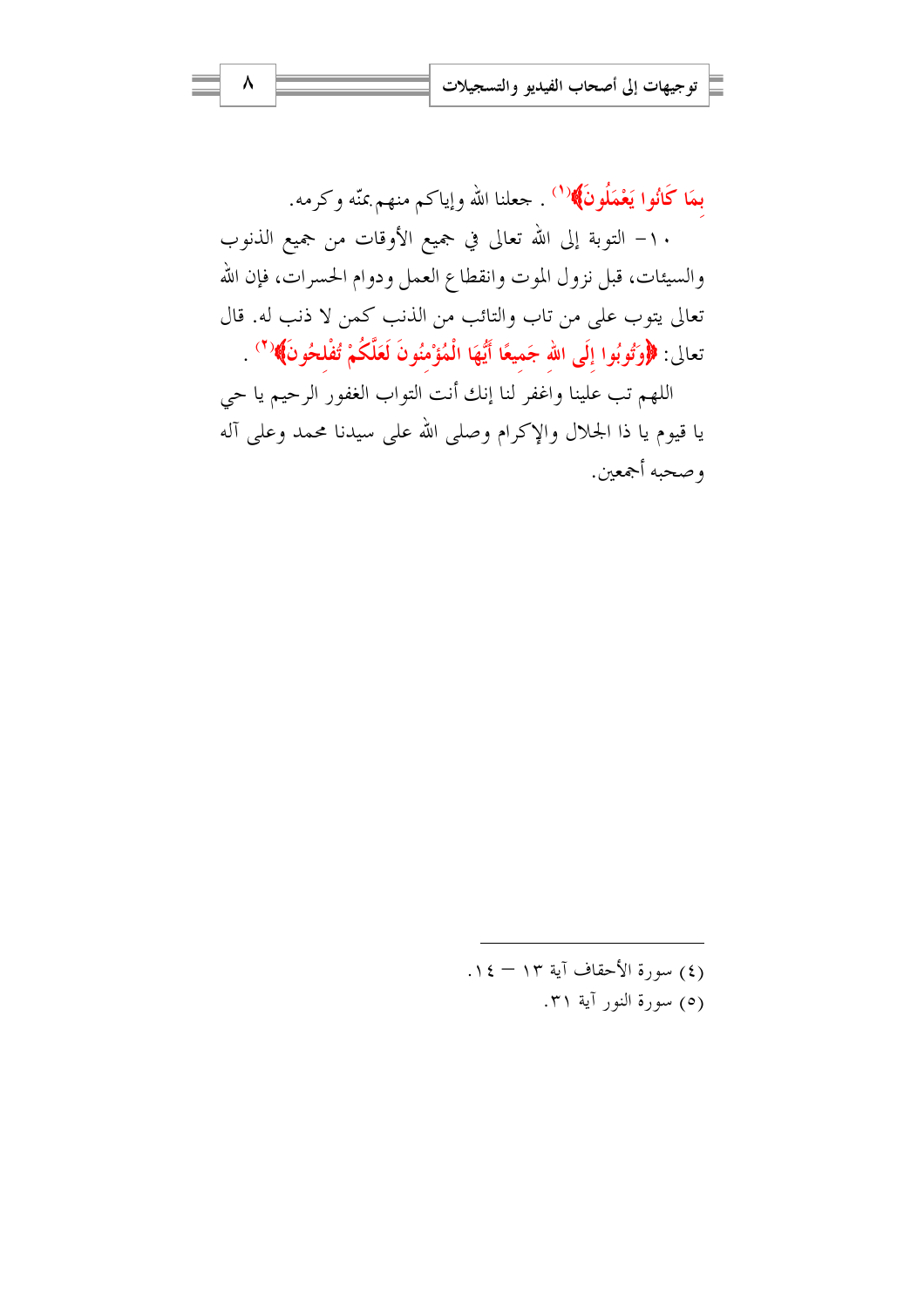**بِمَا كَانُوا يَعْمَلُونَ﴾**[1] . جعلنا الله وإياكم منهم بمنّه وكرمه.

١٠- التوبة إلى الله تعالى في جميع الأوقات من جميع الذنوب والسيئات، قبل نزول الموت وانقطاع العمل ودوام الحسرات، فإن الله تعالى يتوب على من تاب والتائب من الذنب كمن لا ذنب له. قال تعالى: **﴿وَتُوبُوا إِلَى اللهِ جَمِيعًا أَيُّهَا الْمُؤْمِنُونَ لَعَلَّكُمْ تُفْلِحُونَ﴾**[2] .

اللهم تب علينا واغفر لنا إنك أنت التواب الغفور الرحيم يا حي يا قيوم يا ذا الجلال والإكرام وصلى الله على سيدنا محمد وعلى آله وصحبه أجمعين.

---

(٤) سورة الأحقاف آية ١٣ – ١٤.

(٥) سورة النور آية ٣١.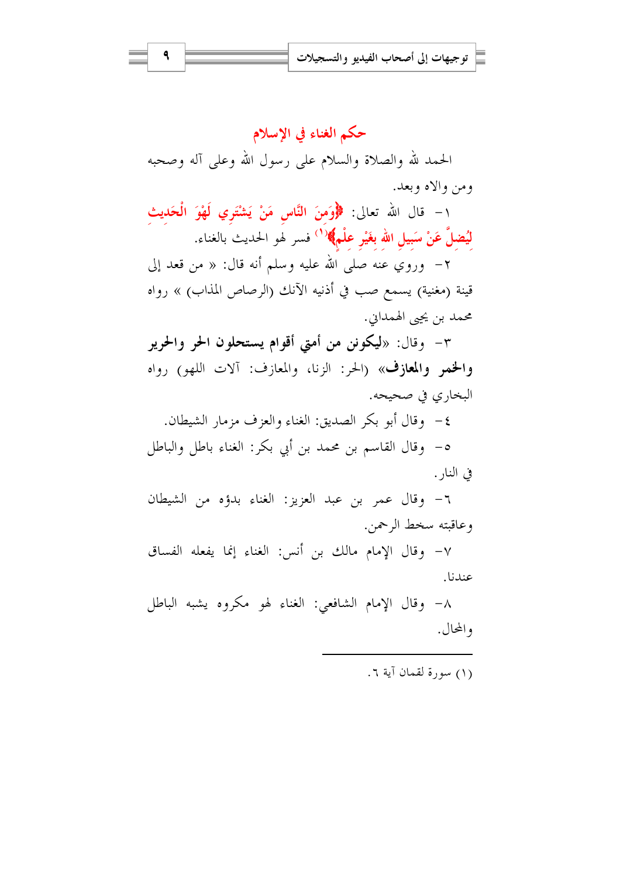## حكم الغناء في الإسلام

الحمد لله والصلاة والسلام على رسول الله وعلى آله وصحبه ومن والاه وبعد.

١- قال الله تعالى: ﴿وَمِنَ النَّاسِ مَنْ يَشْتَرِي لَهْوَ الْحَدِيثِ لِيُضِلَّ عَنْ سَبِيلِ اللهِ بِغَيْرِ عِلْمٍ﴾[1] فسر لهو الحديث بالغناء.

٢- وروي عنه صلى الله عليه وسلم أنه قال: « من قعد إلى قينة (مغنية) يسمع صب في أذنيه الآنك (الرصاص المذاب) » رواه محمد بن يحيى الهمداني.

٣- وقال: «**ليكونن من أمتي أقوام يستحلون الحر والحرير والخمر والمعازف**» (الحر: الزنا، والمعازف: آلات اللهو) رواه البخاري في صحيحه.

٤- وقال أبو بكر الصديق: الغناء والعزف مزمار الشيطان.

٥- وقال القاسم بن محمد بن أبي بكر: الغناء باطل والباطل في النار.

٦- وقال عمر بن عبد العزيز: الغناء بدؤه من الشيطان وعاقبته سخط الرحمن.

٧- وقال الإمام مالك بن أنس: الغناء إنما يفعله الفساق عندنا.

٨- وقال الإمام الشافعي: الغناء لهو مكروه يشبه الباطل والمحال.

---

(١) سورة لقمان آية ٦.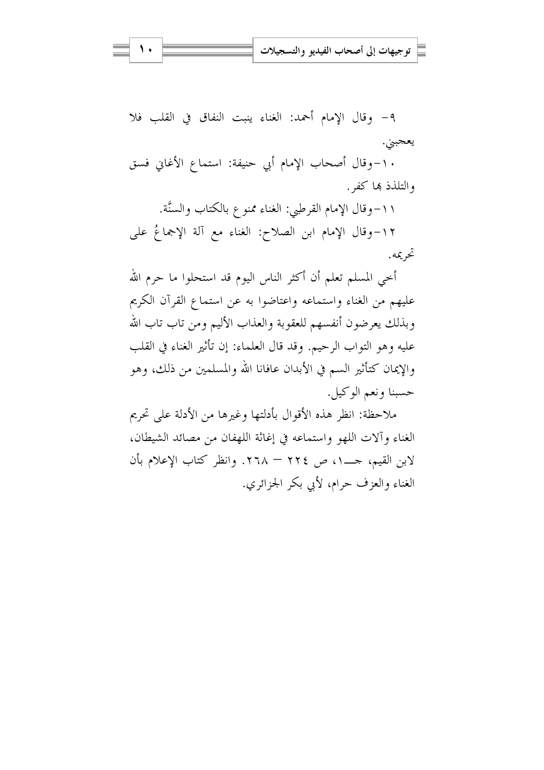٩- وقال الإمام أحمد: الغناء ينبت النفاق في القلب فلا يعجبني.

١٠-وقال أصحاب الإمام أبي حنيفة: استماع الأغاني فسق والتلذذ بها كفر.

١١-وقال الإمام القرطبي: الغناء ممنوع بالكتاب والسنَّة.

١٢-وقال الإمام ابن الصلاح: الغناء مع آلة الإجماعُ على تحريمه.

أخي المسلم تعلم أن أكثر الناس اليوم قد استحلوا ما حرم الله عليهم من الغناء واستماعه واعتاضوا به عن استماع القرآن الكريم وبذلك يعرضون أنفسهم للعقوبة والعذاب الأليم ومن تاب تاب الله عليه وهو التواب الرحيم. وقد قال العلماء: إن تأثير الغناء في القلب والإيمان كتأثير السم في الأبدان عافانا الله والمسلمين من ذلك، وهو حسبنا ونعم الوكيل.

ملاحظة: انظر هذه الأقوال بأدلتها وغيرها من الأدلة على تحريم الغناء وآلات اللهو واستماعه في إغاثة اللهفان من مصائد الشيطان، لابن القيم، جـ١، ص ٢٢٤ — ٢٦٨. وانظر كتاب الإعلام بأن الغناء والعزف حرام، لأبي بكر الجزائري.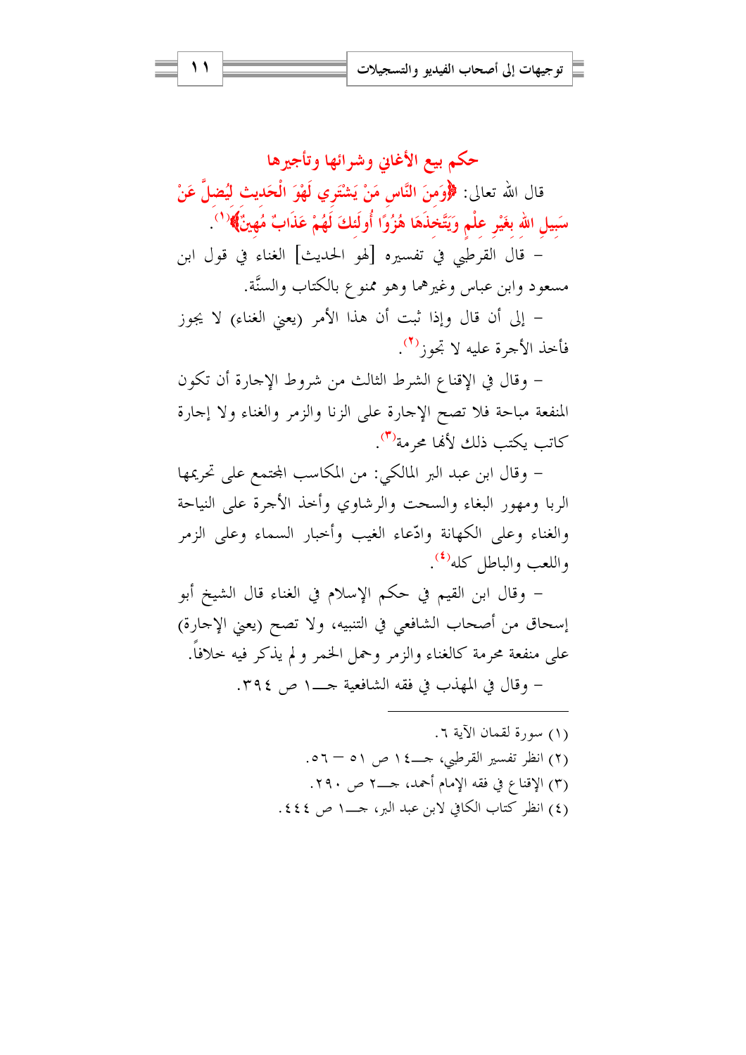## حكم بيع الأغاني وشرائها وتأجيرها

قال الله تعالى: ﴿وَمِنَ النَّاسِ مَنْ يَشْتَرِي لَهْوَ الْحَدِيثِ لِيُضِلَّ عَنْ سَبِيلِ اللهِ بِغَيْرِ عِلْمٍ وَيَتَّخِذَهَا هُزُوًا أُولَئِكَ لَهُمْ عَذَابٌ مُهِينٌ﴾[1].

– قال القرطبي في تفسيره [لهو الحديث] الغناء في قول ابن مسعود وابن عباس وغيرهما وهو ممنوع بالكتاب والسنَّة.

– إلى أن قال وإذا ثبت أن هذا الأمر (يعني الغناء) لا يجوز فأخذ الأجرة عليه لا تجوز[2].

– وقال في الإقناع الشرط الثالث من شروط الإجارة أن تكون المنفعة مباحة فلا تصح الإجارة على الزنا والزمر والغناء ولا إجارة كاتب يكتب ذلك لأنها محرمة[3].

– وقال ابن عبد البر المالكي: من المكاسب المجتمع على تحريمها الربا ومهور البغاء والسحت والرشاوي وأخذ الأجرة على النياحة والغناء وعلى الكهانة وادّعاء الغيب وأخبار السماء وعلى الزمر واللعب والباطل كله[4].

– وقال ابن القيم في حكم الإسلام في الغناء قال الشيخ أبو إسحاق من أصحاب الشافعي في التنبيه، ولا تصح (يعني الإجارة) على منفعة محرمة كالغناء والزمر وحمل الخمر و لم يذكر فيه خلافاً.

– وقال في المهذب في فقه الشافعية جـ١ ص ٣٩٤.

---

(١) سورة لقمان الآية ٦.

(٢) انظر تفسير القرطبي، جـ١٤ ص ٥١ – ٥٦.

(٣) الإقناع في فقه الإمام أحمد، جـ٢ ص ٢٩٠.

(٤) انظر كتاب الكافي لابن عبد البر، جـ١ ص ٤٤٤.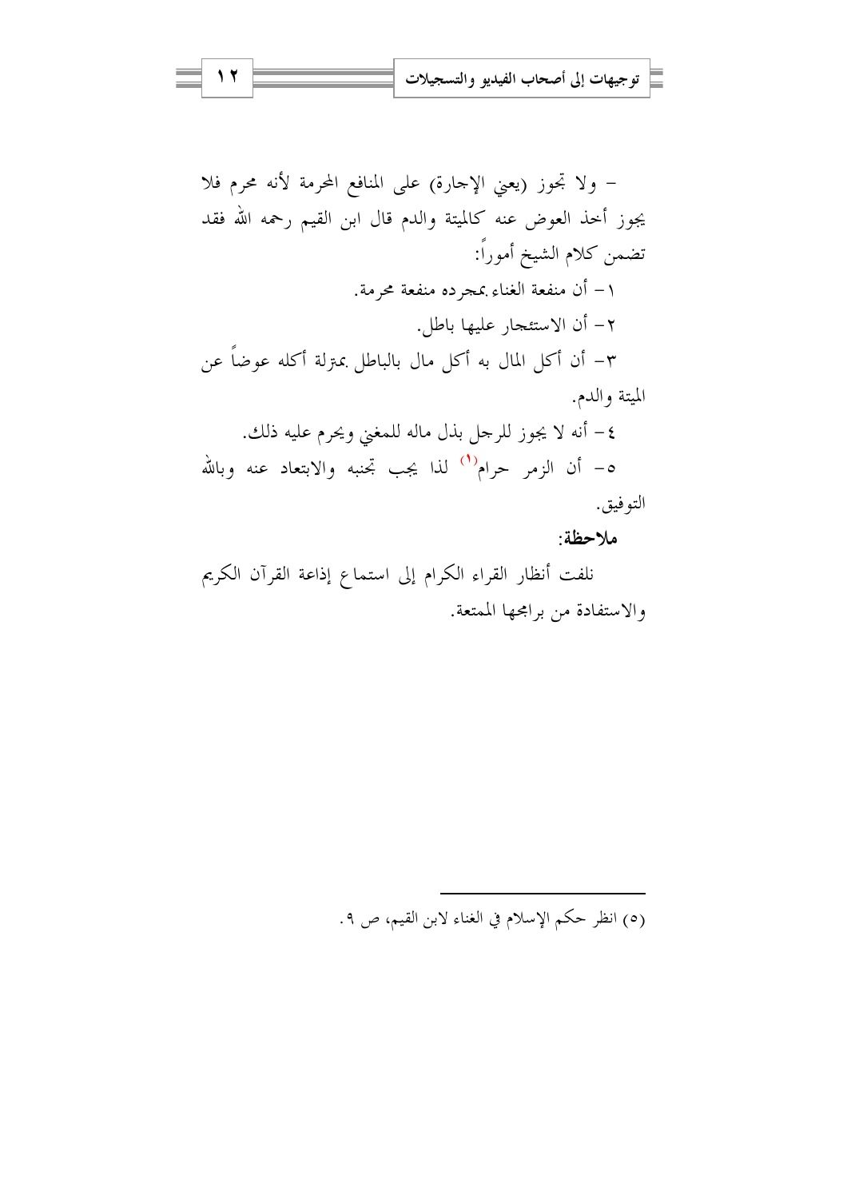- ولا تجوز (يعني الإجارة) على المنافع المحرمة لأنه محرم فلا يجوز أخذ العوض عنه كالميتة والدم قال ابن القيم رحمه الله فقد تضمن كلام الشيخ أموراً:

١- أن منفعة الغناء بمجرده منفعة محرمة.

٢- أن الاستئجار عليها باطل.

٣- أن أكل المال به أكل مال بالباطل بمنزلة أكله عوضاً عن الميتة والدم.

٤- أنه لا يجوز للرجل بذل ماله للمغني ويحرم عليه ذلك.

٥- أن الزمر حرام[1] لذا يجب تجنبه والابتعاد عنه وبالله التوفيق.

**ملاحظة:**

نلفت أنظار القراء الكرام إلى استماع إذاعة القرآن الكريم والاستفادة من برامجها الممتعة.

---

(٥) انظر حكم الإسلام في الغناء لابن القيم، ص ٩.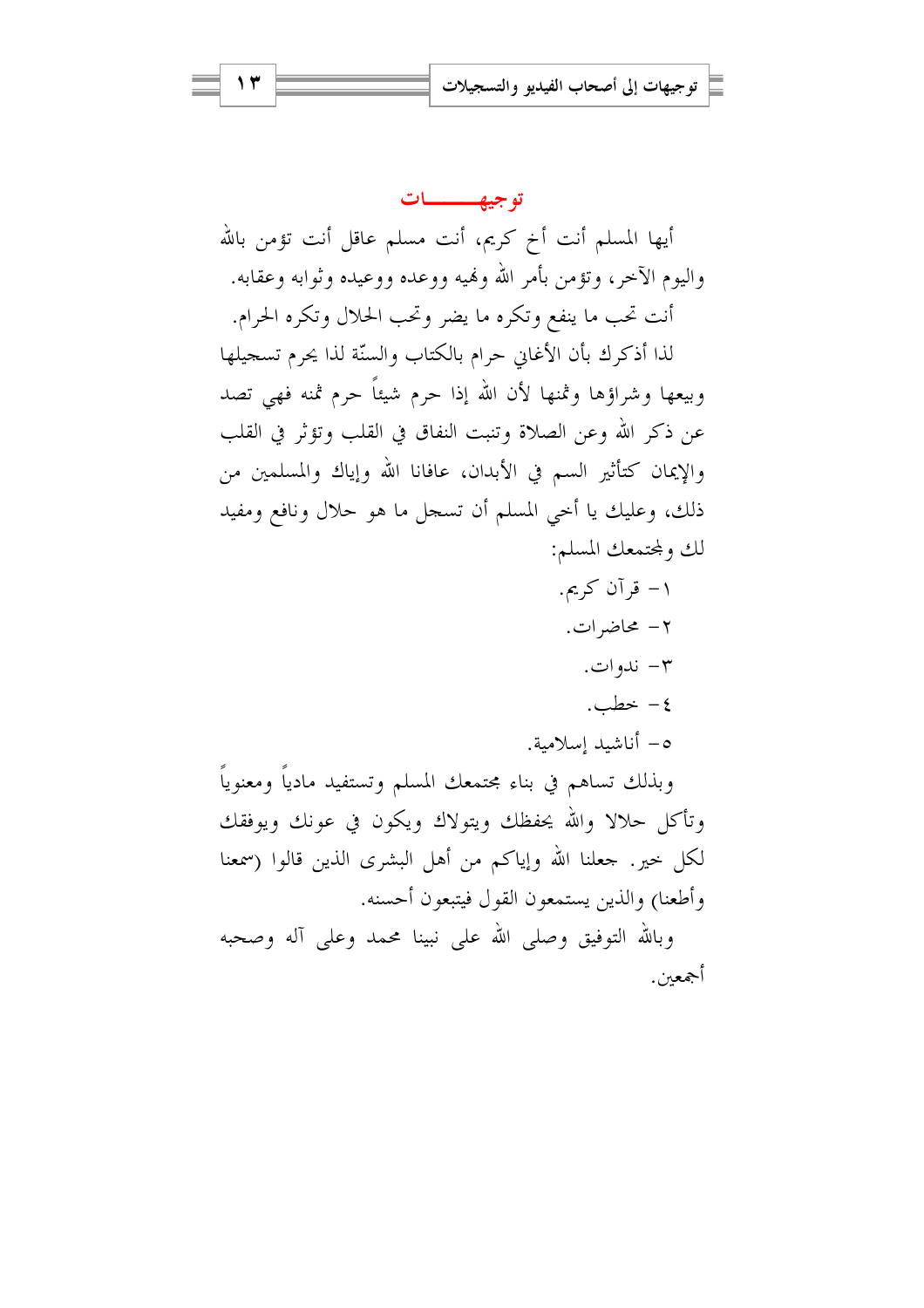## توجيهـــــــات

أيها المسلم أنت أخ كريم، أنت مسلم عاقل أنت تؤمن بالله واليوم الآخر، وتؤمن بأمر الله ونهيه ووعده ووعيده وثوابه وعقابه.

أنت تحب ما ينفع وتكره ما يضر وتحب الحلال وتكره الحرام.

لذا أذكرك بأن الأغاني حرام بالكتاب والسنّة لذا يحرم تسجيلها وبيعها وشراؤها وثمنها لأن الله إذا حرم شيئاً حرم ثمنه فهي تصد عن ذكر الله وعن الصلاة وتنبت النفاق في القلب وتؤثر في القلب والإيمان كتأثير السم في الأبدان، عافانا الله وإياك والمسلمين من ذلك، وعليك يا أخي المسلم أن تسجل ما هو حلال ونافع ومفيد لك ولمجتمعك المسلم:

١- قرآن كريم.

٢- محاضرات.

٣- ندوات.

٤- خطب.

٥- أناشيد إسلامية.

وبذلك تساهم في بناء مجتمعك المسلم وتستفيد مادياً ومعنوياً وتأكل حلالا والله يحفظك ويتولاك ويكون في عونك ويوفقك لكل خير. جعلنا الله وإياكم من أهل البشرى الذين قالوا (سمعنا وأطعنا) والذين يستمعون القول فيتبعون أحسنه.

وبالله التوفيق وصلى الله على نبينا محمد وعلى آله وصحبه أجمعين.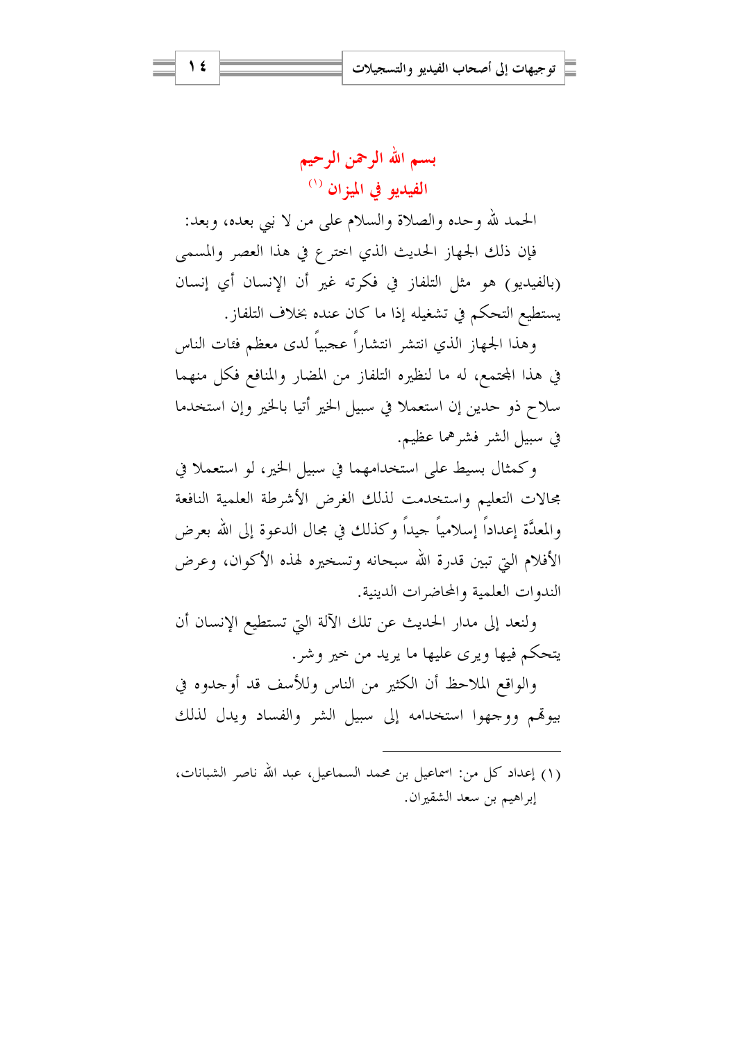## بسم الله الرحمن الرحيم

## الفيديو في الميزان [1]

الحمد لله وحده والصلاة والسلام على من لا نبي بعده، وبعد:

فإن ذلك الجهاز الحديث الذي اخترع في هذا العصر والمسمى (بالفيديو) هو مثل التلفاز في فكرته غير أن الإنسان أي إنسان يستطيع التحكم في تشغيله إذا ما كان عنده بخلاف التلفاز.

وهذا الجهاز الذي انتشر انتشاراً عجيباً لدى معظم فئات الناس في هذا المجتمع، له ما لنظيره التلفاز من المضار والمنافع فكل منهما سلاح ذو حدين إن استعملا في سبيل الخير أتيا بالخير وإن استخدما في سبيل الشر فشرهما عظيم.

وكمثال بسيط على استخدامهما في سبيل الخير، لو استعملا في مجالات التعليم واستخدمت لذلك الغرض الأشرطة العلمية النافعة والمعدَّة إعداداً إسلامياً جيداً وكذلك في مجال الدعوة إلى الله بعرض الأفلام التي تبين قدرة الله سبحانه وتسخيره لهذه الأكوان، وعرض الندوات العلمية والمحاضرات الدينية.

ولنعد إلى مدار الحديث عن تلك الآلة التي تستطيع الإنسان أن يتحكم فيها ويرى عليها ما يريد من خير وشر.

والواقع الملاحظ أن الكثير من الناس وللأسف قد أوجدوه في بيوتهم ووجهوا استخدامه إلى سبيل الشر والفساد ويدل لذلك

---

(١) إعداد كل من: اسماعيل بن محمد السماعيل، عبد الله ناصر الشبانات، إبراهيم بن سعد الشقيران.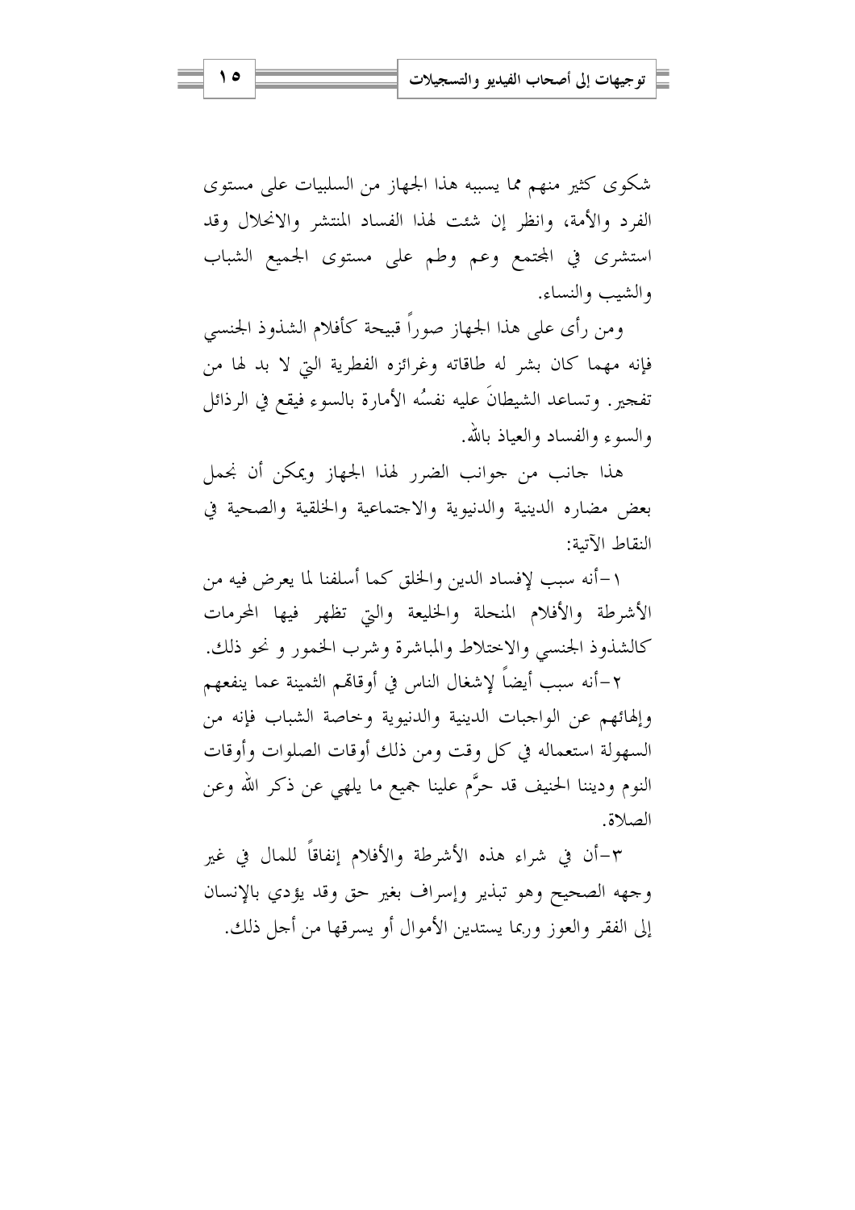شكوى كثير منهم مما يسببه هذا الجهاز من السلبيات على مستوى الفرد والأمة، وانظر إن شئت لهذا الفساد المنتشر والانحلال وقد استشرى في المجتمع وعم وطم على مستوى الجميع الشباب والشيب والنساء.

ومن رأى على هذا الجهاز صوراً قبيحة كأفلام الشذوذ الجنسي فإنه مهما كان بشر له طاقاته وغرائزه الفطرية التي لا بد لها من تفجير. وتساعد الشيطانَ عليه نفسُه الأمارة بالسوء فيقع في الرذائل والسوء والفساد والعياذ بالله.

هذا جانب من جوانب الضرر لهذا الجهاز ويمكن أن نجمل بعض مضاره الدينية والدنيوية والاجتماعية والخلقية والصحية في النقاط الآتية:

١-أنه سبب لإفساد الدين والخلق كما أسلفنا لما يعرض فيه من الأشرطة والأفلام المنحلة والخليعة والتي تظهر فيها المحرمات كالشذوذ الجنسي والاختلاط والمباشرة وشرب الخمور و نحو ذلك.

٢-أنه سبب أيضاً لإشغال الناس في أوقاتهم الثمينة عما ينفعهم وإلهائهم عن الواجبات الدينية والدنيوية وخاصة الشباب فإنه من السهولة استعماله في كل وقت ومن ذلك أوقات الصلوات وأوقات النوم وديننا الحنيف قد حرَّم علينا جميع ما يلهي عن ذكر الله وعن الصلاة.

٣-أن في شراء هذه الأشرطة والأفلام إنفاقاً للمال في غير وجهه الصحيح وهو تبذير وإسراف بغير حق وقد يؤدي بالإنسان إلى الفقر والعوز وربما يستدين الأموال أو يسرقها من أجل ذلك.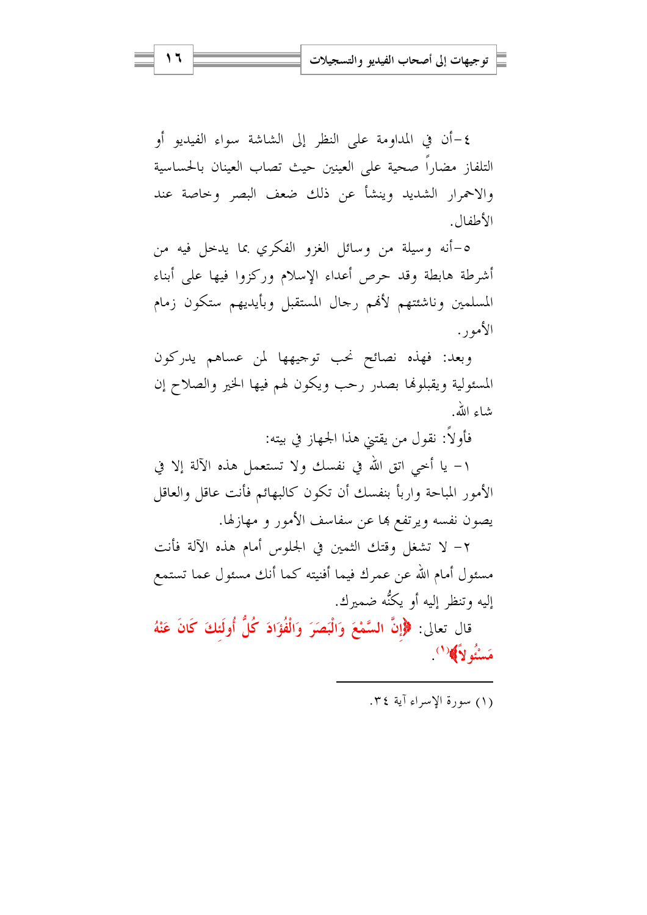٤-أن في المداومة على النظر إلى الشاشة سواء الفيديو أو التلفاز مضاراً صحية على العينين حيث تصاب العينان بالحساسية والاحمرار الشديد وينشأ عن ذلك ضعف البصر وخاصة عند الأطفال.

٥-أنه وسيلة من وسائل الغزو الفكري بما يدخل فيه من أشرطة هابطة وقد حرص أعداء الإسلام وركزوا فيها على أبناء المسلمين وناشئتهم لأنهم رجال المستقبل وبأيديهم ستكون زمام الأمور.

وبعد: فهذه نصائح نحب توجيهها لمن عساهم يدركون المسئولية ويقبلونها بصدر رحب ويكون لهم فيها الخير والصلاح إن شاء الله.

فأولاً: نقول من يقتني هذا الجهاز في بيته:

١- يا أخي اتق الله في نفسك ولا تستعمل هذه الآلة إلا في الأمور المباحة واربأ بنفسك أن تكون كالبهائم فأنت عاقل والعاقل يصون نفسه ويرتفع بها عن سفاسف الأمور و مهازلها.

٢- لا تشغل وقتك الثمين في الجلوس أمام هذه الآلة فأنت مسئول أمام الله عن عمرك فيما أفنيته كما أنك مسئول عما تستمع إليه وتنظر إليه أو يكنُّه ضميرك.

قال تعالى: ﴿إِنَّ السَّمْعَ وَالْبَصَرَ وَالْفُؤَادَ كُلُّ أُولَئِكَ كَانَ عَنْهُ مَسْئُولاً﴾[1].

---

(١) سورة الإسراء آية ٣٤.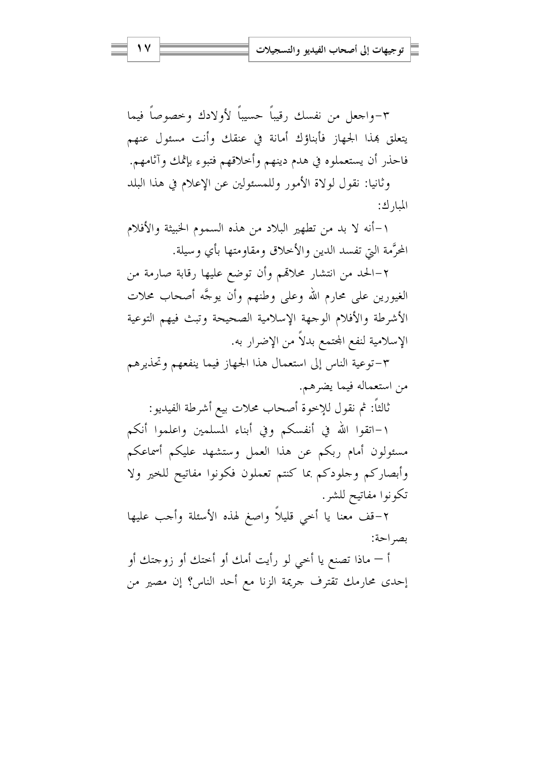٣-واجعل من نفسك رقيباً حسيباً لأولادك وخصوصاً فيما يتعلق بهذا الجهاز فأبناؤك أمانة في عنقك وأنت مسئول عنهم فاحذر أن يستعملوه في هدم دينهم وأخلاقهم فتبوء بإثمك وآثامهم.

وثانيا: نقول لولاة الأمور وللمسئولين عن الإعلام في هذا البلد المبارك:

١-أنه لا بد من تطهير البلاد من هذه السموم الخبيثة والأفلام المحرَّمة التي تفسد الدين والأخلاق ومقاومتها بأي وسيلة.

٢-الحد من انتشار محلاتهم وأن توضع عليها رقابة صارمة من الغيورين على محارم الله وعلى وطنهم وأن يوجَّه أصحاب محلات الأشرطة والأفلام الوجهة الإسلامية الصحيحة وتبث فيهم التوعية الإسلامية لنفع المجتمع بدلاً من الإضرار به.

٣-توعية الناس إلى استعمال هذا الجهاز فيما ينفعهم وتحذيرهم من استعماله فيما يضرهم.

ثالثاً: ثم نقول للإخوة أصحاب محلات بيع أشرطة الفيديو:

١-اتقوا الله في أنفسكم وفي أبناء المسلمين واعلموا أنكم مسئولون أمام ربكم عن هذا العمل وستشهد عليكم أسماعكم وأبصاركم وجلودكم بما كنتم تعملون فكونوا مفاتيح للخير ولا تكونوا مفاتيح للشر.

٢-قف معنا يا أخي قليلاً واصغ لهذه الأسئلة وأجب عليها بصراحة:

أ – ماذا تصنع يا أخي لو رأيت أمك أو أختك أو زوجتك أو إحدى محارمك تقترف جريمة الزنا مع أحد الناس؟ إن مصير من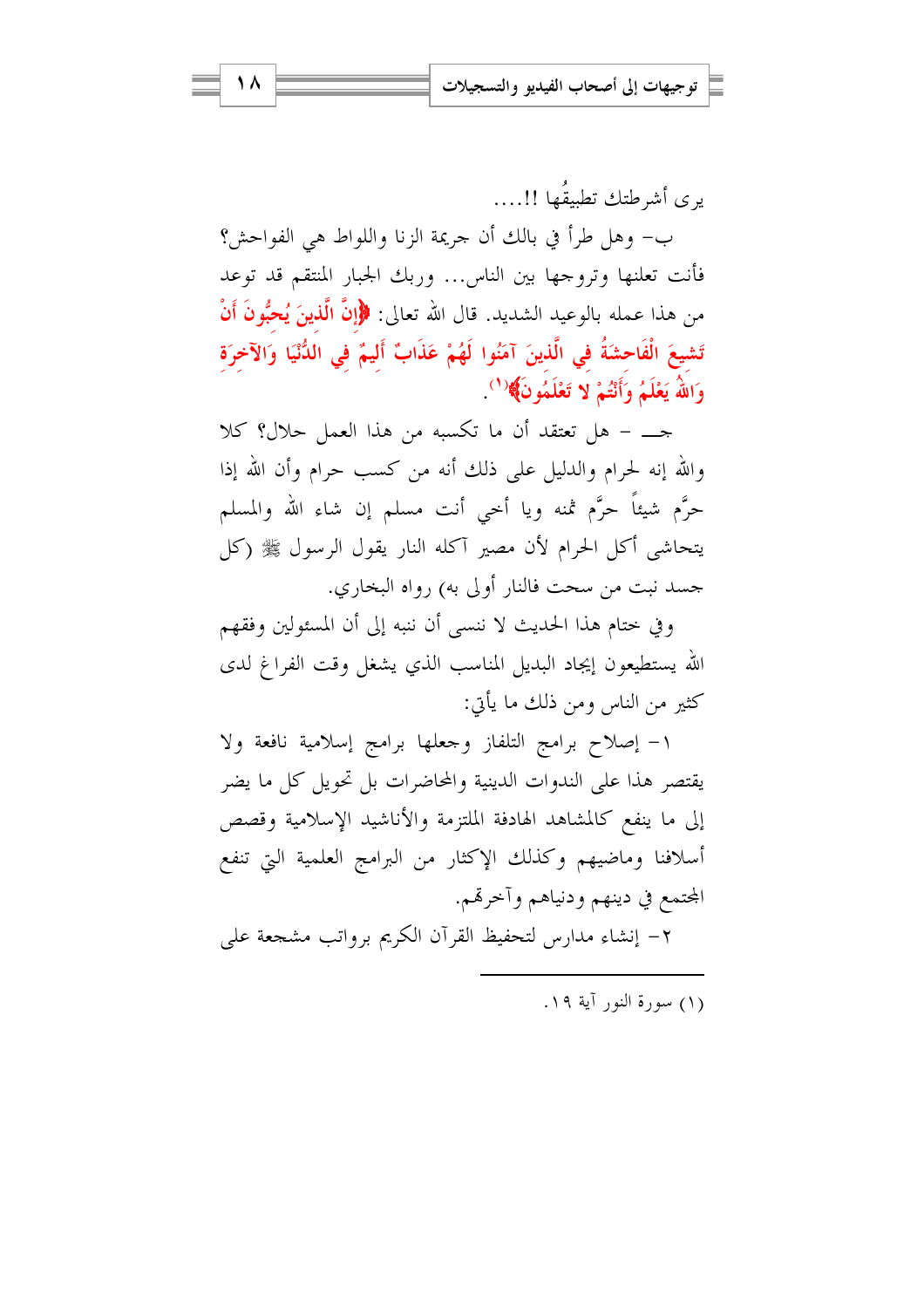يرى أشرطتك تطبيقُها !!....

ب- وهل طرأ في بالك أن جريمة الزنا واللواط هي الفواحش؟ فأنت تعلنها وتروجها بين الناس... وربك الجبار المنتقم قد توعد من هذا عمله بالوعيد الشديد. قال الله تعالى: ﴿إِنَّ الَّذِينَ يُحِبُّونَ أَنْ تَشِيعَ الْفَاحِشَةُ فِي الَّذِينَ آمَنُوا لَهُمْ عَذَابٌ أَلِيمٌ فِي الدُّنْيَا وَالآخِرَةِ وَاللَّهُ يَعْلَمُ وَأَنْتُمْ لا تَعْلَمُونَ﴾[1].

جـ - هل تعتقد أن ما تكسبه من هذا العمل حلال؟ كلا والله إنه لحرام والدليل على ذلك أنه من كسب حرام وأن الله إذا حرَّم شيئاً حرَّم ثمنه ويا أخي أنت مسلم إن شاء الله والمسلم يتحاشى أكل الحرام لأن مصير آكله النار يقول الرسول ﷺ (كل جسد نبت من سحت فالنار أولى به) رواه البخاري.

وفي ختام هذا الحديث لا ننسى أن ننبه إلى أن المسئولين وفقهم الله يستطيعون إيجاد البديل المناسب الذي يشغل وقت الفراغ لدى كثير من الناس ومن ذلك ما يأتي:

١- إصلاح برامج التلفاز وجعلها برامج إسلامية نافعة ولا يقتصر هذا على الندوات الدينية والمحاضرات بل تحويل كل ما يضر إلى ما ينفع كالمشاهد الهادفة الملتزمة والأناشيد الإسلامية وقصص أسلافنا وماضيهم وكذلك الإكثار من البرامج العلمية التي تنفع المجتمع في دينهم ودنياهم وآخرتهم.

٢- إنشاء مدارس لتحفيظ القرآن الكريم برواتب مشجعة على

---

(١) سورة النور آية ١٩.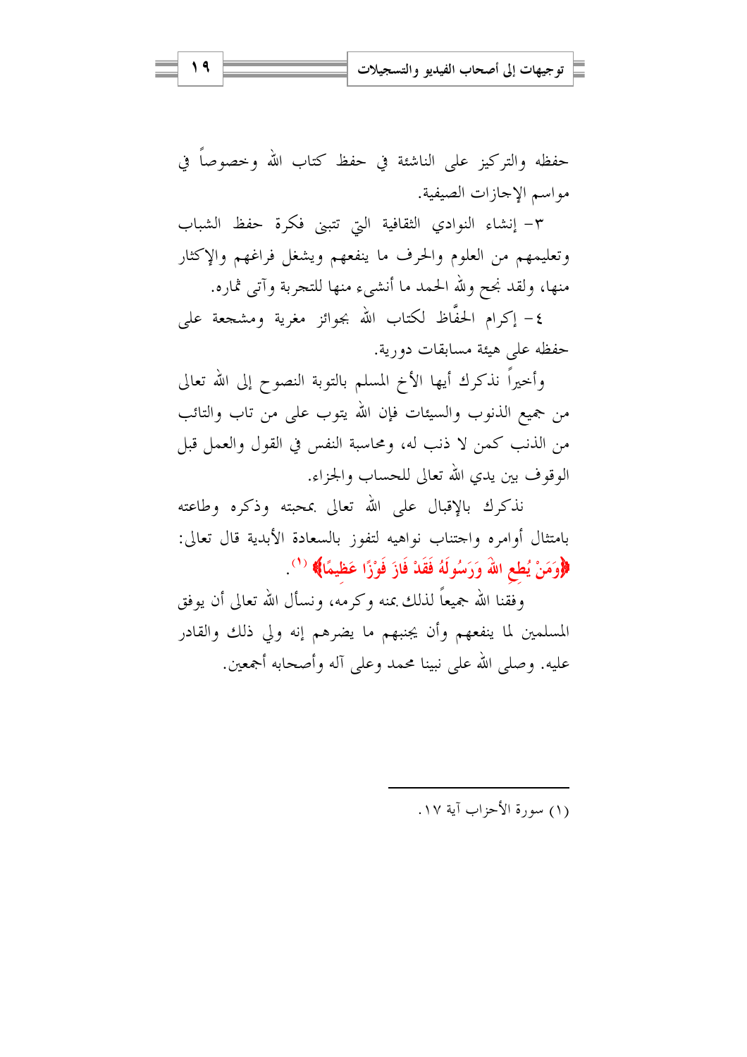حفظه والتركيز على الناشئة في حفظ كتاب الله وخصوصاً في مواسم الإجازات الصيفية.

٣- إنشاء النوادي الثقافية التي تتبنى فكرة حفظ الشباب وتعليمهم من العلوم والحرف ما ينفعهم ويشغل فراغهم والإكثار منها، ولقد نجح ولله الحمد ما أنشىء منها للتجربة وآتى ثماره.

٤- إكرام الحفَّاظ لكتاب الله بجوائز مغرية ومشجعة على حفظه على هيئة مسابقات دورية.

وأخيراً نذكرك أيها الأخ المسلم بالتوبة النصوح إلى الله تعالى من جميع الذنوب والسيئات فإن الله يتوب على من تاب والتائب من الذنب كمن لا ذنب له، ومحاسبة النفس في القول والعمل قبل الوقوف بين يدي الله تعالى للحساب والجزاء.

نذكرك بالإقبال على الله تعالى بمحبته وذكره وطاعته بامتثال أوامره واجتناب نواهيه لتفوز بالسعادة الأبدية قال تعالى: ﴿وَمَنْ يُطِعِ اللهَ وَرَسُولَهُ فَقَدْ فَازَ فَوْزًا عَظِيمًا﴾ [1].

وفقنا الله جميعاً لذلك بمنه وكرمه، ونسأل الله تعالى أن يوفق المسلمين لما ينفعهم وأن يجنبهم ما يضرهم إنه ولي ذلك والقادر عليه. وصلى الله على نبينا محمد وعلى آله وأصحابه أجمعين.

---

(١) سورة الأحزاب آية ١٧.